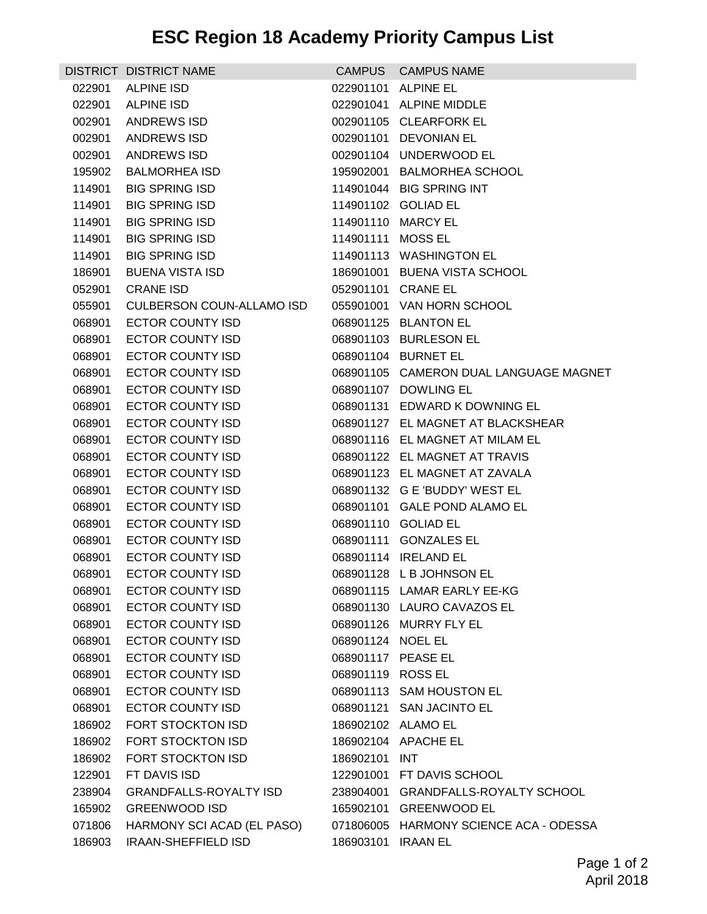# ESC Region 18 Academy Priority Campus List

| DISTRICT | DISTRICT NAME | CAMPUS | CAMPUS NAME |
|---|---|---|---|
| 022901 | ALPINE ISD | 022901101 | ALPINE EL |
| 022901 | ALPINE ISD | 022901041 | ALPINE MIDDLE |
| 002901 | ANDREWS ISD | 002901105 | CLEARFORK EL |
| 002901 | ANDREWS ISD | 002901101 | DEVONIAN EL |
| 002901 | ANDREWS ISD | 002901104 | UNDERWOOD EL |
| 195902 | BALMORHEA ISD | 195902001 | BALMORHEA SCHOOL |
| 114901 | BIG SPRING ISD | 114901044 | BIG SPRING INT |
| 114901 | BIG SPRING ISD | 114901102 | GOLIAD EL |
| 114901 | BIG SPRING ISD | 114901110 | MARCY EL |
| 114901 | BIG SPRING ISD | 114901111 | MOSS EL |
| 114901 | BIG SPRING ISD | 114901113 | WASHINGTON EL |
| 186901 | BUENA VISTA ISD | 186901001 | BUENA VISTA SCHOOL |
| 052901 | CRANE ISD | 052901101 | CRANE EL |
| 055901 | CULBERSON COUN-ALLAMO ISD | 055901001 | VAN HORN SCHOOL |
| 068901 | ECTOR COUNTY ISD | 068901125 | BLANTON EL |
| 068901 | ECTOR COUNTY ISD | 068901103 | BURLESON EL |
| 068901 | ECTOR COUNTY ISD | 068901104 | BURNET EL |
| 068901 | ECTOR COUNTY ISD | 068901105 | CAMERON DUAL LANGUAGE MAGNET |
| 068901 | ECTOR COUNTY ISD | 068901107 | DOWLING EL |
| 068901 | ECTOR COUNTY ISD | 068901131 | EDWARD K DOWNING EL |
| 068901 | ECTOR COUNTY ISD | 068901127 | EL MAGNET AT BLACKSHEAR |
| 068901 | ECTOR COUNTY ISD | 068901116 | EL MAGNET AT MILAM EL |
| 068901 | ECTOR COUNTY ISD | 068901122 | EL MAGNET AT TRAVIS |
| 068901 | ECTOR COUNTY ISD | 068901123 | EL MAGNET AT ZAVALA |
| 068901 | ECTOR COUNTY ISD | 068901132 | G E 'BUDDY' WEST EL |
| 068901 | ECTOR COUNTY ISD | 068901101 | GALE POND ALAMO EL |
| 068901 | ECTOR COUNTY ISD | 068901110 | GOLIAD EL |
| 068901 | ECTOR COUNTY ISD | 068901111 | GONZALES EL |
| 068901 | ECTOR COUNTY ISD | 068901114 | IRELAND EL |
| 068901 | ECTOR COUNTY ISD | 068901128 | L B JOHNSON EL |
| 068901 | ECTOR COUNTY ISD | 068901115 | LAMAR EARLY EE-KG |
| 068901 | ECTOR COUNTY ISD | 068901130 | LAURO CAVAZOS EL |
| 068901 | ECTOR COUNTY ISD | 068901126 | MURRY FLY EL |
| 068901 | ECTOR COUNTY ISD | 068901124 | NOEL EL |
| 068901 | ECTOR COUNTY ISD | 068901117 | PEASE EL |
| 068901 | ECTOR COUNTY ISD | 068901119 | ROSS EL |
| 068901 | ECTOR COUNTY ISD | 068901113 | SAM HOUSTON EL |
| 068901 | ECTOR COUNTY ISD | 068901121 | SAN JACINTO EL |
| 186902 | FORT STOCKTON ISD | 186902102 | ALAMO EL |
| 186902 | FORT STOCKTON ISD | 186902104 | APACHE EL |
| 186902 | FORT STOCKTON ISD | 186902101 | INT |
| 122901 | FT DAVIS ISD | 122901001 | FT DAVIS SCHOOL |
| 238904 | GRANDFALLS-ROYALTY ISD | 238904001 | GRANDFALLS-ROYALTY SCHOOL |
| 165902 | GREENWOOD ISD | 165902101 | GREENWOOD EL |
| 071806 | HARMONY SCI ACAD (EL PASO) | 071806005 | HARMONY SCIENCE ACA - ODESSA |
| 186903 | IRAAN-SHEFFIELD ISD | 186903101 | IRAAN EL |

April 2018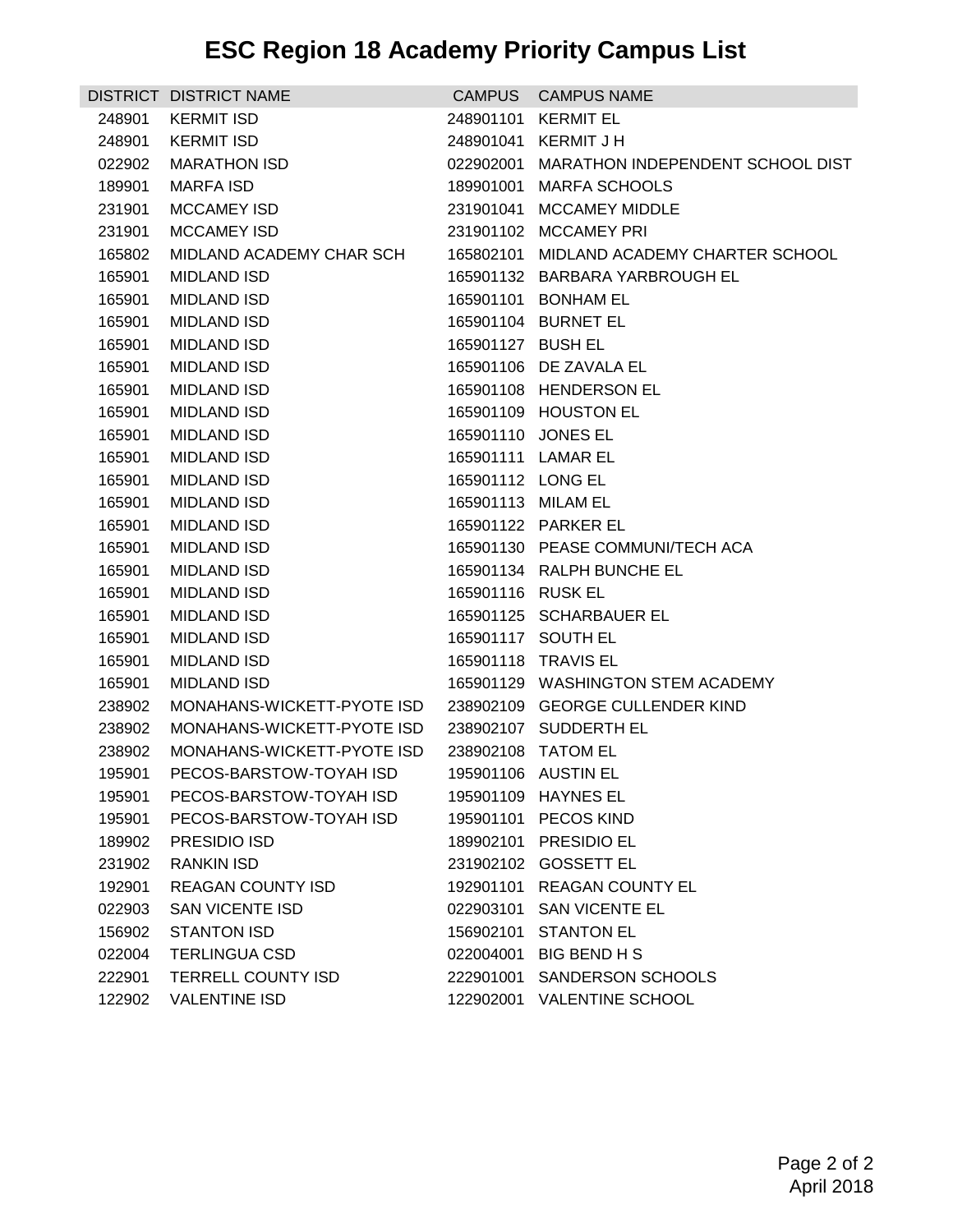# ESC Region 18 Academy Priority Campus List

| DISTRICT | DISTRICT NAME | CAMPUS | CAMPUS NAME |
|---|---|---|---|
| 248901 | KERMIT ISD | 248901101 | KERMIT EL |
| 248901 | KERMIT ISD | 248901041 | KERMIT J H |
| 022902 | MARATHON ISD | 022902001 | MARATHON INDEPENDENT SCHOOL DIST |
| 189901 | MARFA ISD | 189901001 | MARFA SCHOOLS |
| 231901 | MCCAMEY ISD | 231901041 | MCCAMEY MIDDLE |
| 231901 | MCCAMEY ISD | 231901102 | MCCAMEY PRI |
| 165802 | MIDLAND ACADEMY CHAR SCH | 165802101 | MIDLAND ACADEMY CHARTER SCHOOL |
| 165901 | MIDLAND ISD | 165901132 | BARBARA YARBROUGH EL |
| 165901 | MIDLAND ISD | 165901101 | BONHAM EL |
| 165901 | MIDLAND ISD | 165901104 | BURNET EL |
| 165901 | MIDLAND ISD | 165901127 | BUSH EL |
| 165901 | MIDLAND ISD | 165901106 | DE ZAVALA EL |
| 165901 | MIDLAND ISD | 165901108 | HENDERSON EL |
| 165901 | MIDLAND ISD | 165901109 | HOUSTON EL |
| 165901 | MIDLAND ISD | 165901110 | JONES EL |
| 165901 | MIDLAND ISD | 165901111 | LAMAR EL |
| 165901 | MIDLAND ISD | 165901112 | LONG EL |
| 165901 | MIDLAND ISD | 165901113 | MILAM EL |
| 165901 | MIDLAND ISD | 165901122 | PARKER EL |
| 165901 | MIDLAND ISD | 165901130 | PEASE COMMUNI/TECH ACA |
| 165901 | MIDLAND ISD | 165901134 | RALPH BUNCHE EL |
| 165901 | MIDLAND ISD | 165901116 | RUSK EL |
| 165901 | MIDLAND ISD | 165901125 | SCHARBAUER EL |
| 165901 | MIDLAND ISD | 165901117 | SOUTH EL |
| 165901 | MIDLAND ISD | 165901118 | TRAVIS EL |
| 165901 | MIDLAND ISD | 165901129 | WASHINGTON STEM ACADEMY |
| 238902 | MONAHANS-WICKETT-PYOTE ISD | 238902109 | GEORGE CULLENDER KIND |
| 238902 | MONAHANS-WICKETT-PYOTE ISD | 238902107 | SUDDERTH EL |
| 238902 | MONAHANS-WICKETT-PYOTE ISD | 238902108 | TATOM EL |
| 195901 | PECOS-BARSTOW-TOYAH ISD | 195901106 | AUSTIN EL |
| 195901 | PECOS-BARSTOW-TOYAH ISD | 195901109 | HAYNES EL |
| 195901 | PECOS-BARSTOW-TOYAH ISD | 195901101 | PECOS KIND |
| 189902 | PRESIDIO ISD | 189902101 | PRESIDIO EL |
| 231902 | RANKIN ISD | 231902102 | GOSSETT EL |
| 192901 | REAGAN COUNTY ISD | 192901101 | REAGAN COUNTY EL |
| 022903 | SAN VICENTE ISD | 022903101 | SAN VICENTE EL |
| 156902 | STANTON ISD | 156902101 | STANTON EL |
| 022004 | TERLINGUA CSD | 022004001 | BIG BEND H S |
| 222901 | TERRELL COUNTY ISD | 222901001 | SANDERSON SCHOOLS |
| 122902 | VALENTINE ISD | 122902001 | VALENTINE SCHOOL |

April 2018